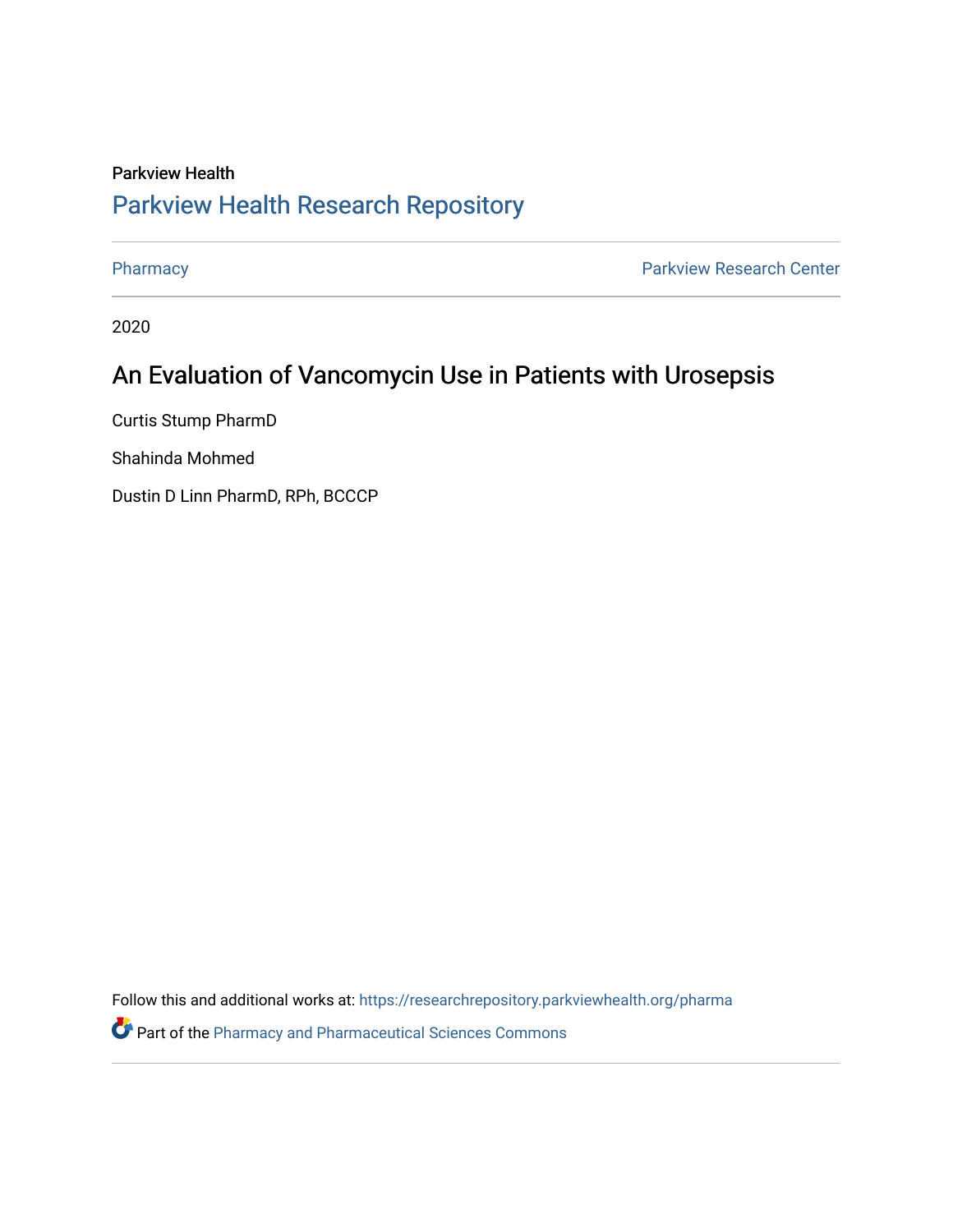Parkview Health

# Parkview Health Research Repository

Pharmacy | Parkview Research Center

2020

## An Evaluation of Vancomycin Use in Patients with Urosepsis

Curtis Stump PharmD

Shahinda Mohmed

Dustin D Linn PharmD, RPh, BCCCP

Follow this and additional works at: https://researchrepository.parkviewhealth.org/pharma

Part of the Pharmacy and Pharmaceutical Sciences Commons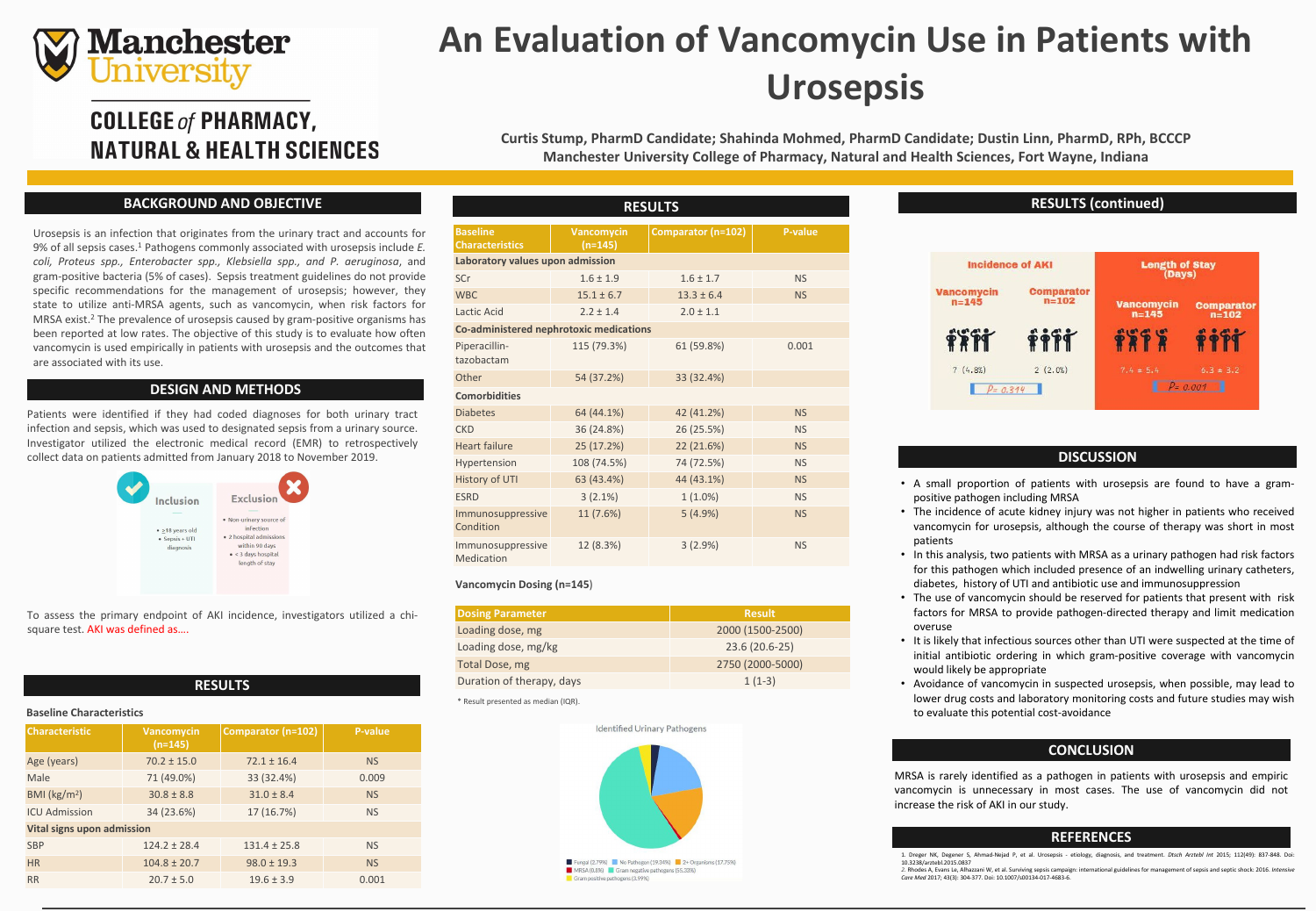# An Evaluation of Vancomycin Use in Patients with Urosepsis

Manchester University
COLLEGE of PHARMACY, NATURAL & HEALTH SCIENCES

**Curtis Stump, PharmD Candidate; Shahinda Mohmed, PharmD Candidate; Dustin Linn, PharmD, RPh, BCCCP**
**Manchester University College of Pharmacy, Natural and Health Sciences, Fort Wayne, Indiana**

## BACKGROUND AND OBJECTIVE

Urosepsis is an infection that originates from the urinary tract and accounts for 9% of all sepsis cases.[1] Pathogens commonly associated with urosepsis include *E. coli, Proteus spp., Enterobacter spp., Klebsiella spp., and P. aeruginosa*, and gram-positive bacteria (5% of cases). Sepsis treatment guidelines do not provide specific recommendations for the management of urosepsis; however, they state to utilize anti-MRSA agents, such as vancomycin, when risk factors for MRSA exist.[2] The prevalence of urosepsis caused by gram-positive organisms has been reported at low rates. The objective of this study is to evaluate how often vancomycin is used empirically in patients with urosepsis and the outcomes that are associated with its use.

## DESIGN AND METHODS

Patients were identified if they had coded diagnoses for both urinary tract infection and sepsis, which was used to designated sepsis from a urinary source. Investigator utilized the electronic medical record (EMR) to retrospectively collect data on patients admitted from January 2018 to November 2019.

**Inclusion**
- ≥18 years old
- Sepsis + UTI diagnosis

**Exclusion**
- Non-urinary source of infection
- ≥ 2 hospital admissions within 90 days
- < 3 days hospital length of stay

To assess the primary endpoint of AKI incidence, investigators utilized a chi-square test. AKI was defined as….

## RESULTS

### Baseline Characteristics

| Characteristic | Vancomycin (n=145) | Comparator (n=102) | P-value |
|---|---|---|---|
| Age (years) | 70.2 ± 15.0 | 72.1 ± 16.4 | NS |
| Male | 71 (49.0%) | 33 (32.4%) | 0.009 |
| BMI (kg/m$^2$) | 30.8 ± 8.8 | 31.0 ± 8.4 | NS |
| ICU Admission | 34 (23.6%) | 17 (16.7%) | NS |
| **Vital signs upon admission** | | | |
| SBP | 124.2 ± 28.4 | 131.4 ± 25.8 | NS |
| HR | 104.8 ± 20.7 | 98.0 ± 19.3 | NS |
| RR | 20.7 ± 5.0 | 19.6 ± 3.9 | 0.001 |

## RESULTS

| Baseline Characteristics | Vancomycin (n=145) | Comparator (n=102) | P-value |
|---|---|---|---|
| **Laboratory values upon admission** | | | |
| SCr | 1.6 ± 1.9 | 1.6 ± 1.7 | NS |
| WBC | 15.1 ± 6.7 | 13.3 ± 6.4 | NS |
| Lactic Acid | 2.2 ± 1.4 | 2.0 ± 1.1 | |
| **Co-administered nephrotoxic medications** | | | |
| Piperacillin-tazobactam | 115 (79.3%) | 61 (59.8%) | 0.001 |
| Other | 54 (37.2%) | 33 (32.4%) | |
| **Comorbidities** | | | |
| Diabetes | 64 (44.1%) | 42 (41.2%) | NS |
| CKD | 36 (24.8%) | 26 (25.5%) | NS |
| Heart failure | 25 (17.2%) | 22 (21.6%) | NS |
| Hypertension | 108 (74.5%) | 74 (72.5%) | NS |
| History of UTI | 63 (43.4%) | 44 (43.1%) | NS |
| ESRD | 3 (2.1%) | 1 (1.0%) | NS |
| Immunosuppressive Condition | 11 (7.6%) | 5 (4.9%) | NS |
| Immunosuppressive Medication | 12 (8.3%) | 3 (2.9%) | NS |

### Vancomycin Dosing (n=145)

| Dosing Parameter | Result |
|---|---|
| Loading dose, mg | 2000 (1500-2500) |
| Loading dose, mg/kg | 23.6 (20.6-25) |
| Total Dose, mg | 2750 (2000-5000) |
| Duration of therapy, days | 1 (1-3) |

\* Result presented as median (IQR).

Identified Urinary Pathogens

Fungal (2.79%) No Pathogen (19.34%) 2+ Organisms (17.75%) MRSA (0.8%) Gram negative pathogens (55.33%) Gram positive pathogens (3.99%)

## RESULTS (continued)

Incidence of AKI

Vancomycin n=145
Comparator n=102

7 (4.8%)
2 (2.0%)

P= 0.314

Length of Stay (Days)

Vancomycin n=145
Comparator n=102

7.4 ± 5.4
6.3 ± 3.2

P= 0.001

## DISCUSSION

- A small proportion of patients with urosepsis are found to have a gram-positive pathogen including MRSA
- The incidence of acute kidney injury was not higher in patients who received vancomycin for urosepsis, although the course of therapy was short in most patients
- In this analysis, two patients with MRSA as a urinary pathogen had risk factors for this pathogen which included presence of an indwelling urinary catheters, diabetes, history of UTI and antibiotic use and immunosuppression
- The use of vancomycin should be reserved for patients that present with risk factors for MRSA to provide pathogen-directed therapy and limit medication overuse
- It is likely that infectious sources other than UTI were suspected at the time of initial antibiotic ordering in which gram-positive coverage with vancomycin would likely be appropriate
- Avoidance of vancomycin in suspected urosepsis, when possible, may lead to lower drug costs and laboratory monitoring costs and future studies may wish to evaluate this potential cost-avoidance

## CONCLUSION

MRSA is rarely identified as a pathogen in patients with urosepsis and empiric vancomycin is unnecessary in most cases. The use of vancomycin did not increase the risk of AKI in our study.

## REFERENCES

1. Dreger NK, Degener S, Ahmad-Nejad P, et al. Urosepsis - etiology, diagnosis, and treatment. *Dtsch Arztebl Int* 2015; 112(49): 837-848. Doi: 10.3238/arztebl.2015.0837
2. Rhodes A, Evans Le, Alhazzani W, et al. Surviving sepsis campaign: international guidelines for management of sepsis and septic shock: 2016. *Intensive Care Med* 2017; 43(3): 304-377. Doi: 10.1007/s00134-017-4683-6.